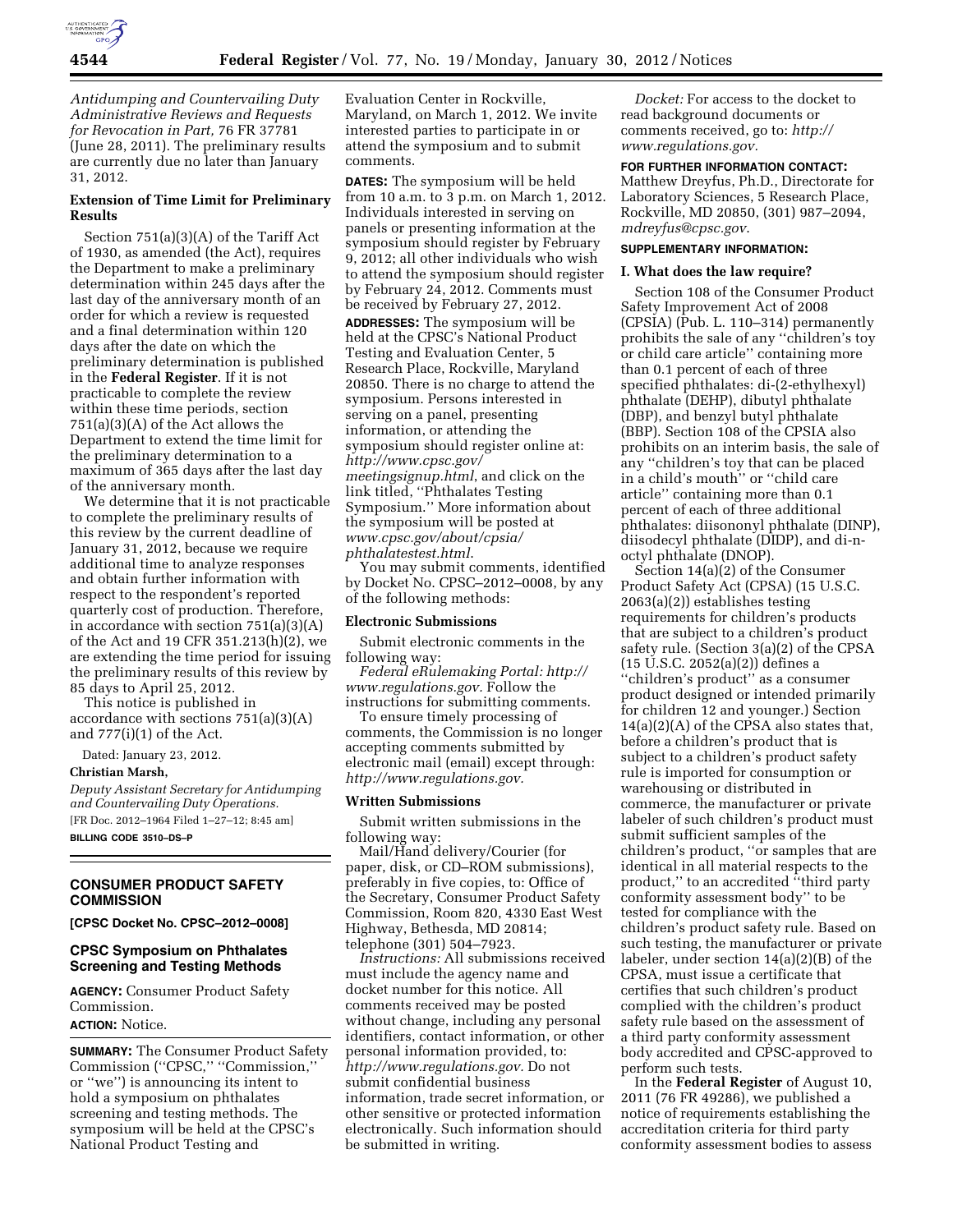*Antidumping and Countervailing Duty Administrative Reviews and Requests for Revocation in Part,* 76 FR 37781 (June 28, 2011). The preliminary results are currently due no later than January 31, 2012.

**Extension of Time Limit for Preliminary Results**

Section 751(a)(3)(A) of the Tariff Act of 1930, as amended (the Act), requires the Department to make a preliminary determination within 245 days after the last day of the anniversary month of an order for which a review is requested and a final determination within 120 days after the date on which the preliminary determination is published in the **Federal Register**. If it is not practicable to complete the review within these time periods, section 751(a)(3)(A) of the Act allows the Department to extend the time limit for the preliminary determination to a maximum of 365 days after the last day of the anniversary month.

We determine that it is not practicable to complete the preliminary results of this review by the current deadline of January 31, 2012, because we require additional time to analyze responses and obtain further information with respect to the respondent's reported quarterly cost of production. Therefore, in accordance with section 751(a)(3)(A) of the Act and 19 CFR 351.213(h)(2), we are extending the time period for issuing the preliminary results of this review by 85 days to April 25, 2012.

This notice is published in accordance with sections 751(a)(3)(A) and 777(i)(1) of the Act.

Dated: January 23, 2012.

**Christian Marsh,**

*Deputy Assistant Secretary for Antidumping and Countervailing Duty Operations.*

[FR Doc. 2012–1964 Filed 1–27–12; 8:45 am]

**BILLING CODE 3510–DS–P**

## CONSUMER PRODUCT SAFETY COMMISSION

**[CPSC Docket No. CPSC–2012–0008]**

### CPSC Symposium on Phthalates Screening and Testing Methods

**AGENCY:** Consumer Product Safety Commission.

**ACTION:** Notice.

**SUMMARY:** The Consumer Product Safety Commission (''CPSC,'' ''Commission,'' or ''we'') is announcing its intent to hold a symposium on phthalates screening and testing methods. The symposium will be held at the CPSC's National Product Testing and Evaluation Center in Rockville, Maryland, on March 1, 2012. We invite interested parties to participate in or attend the symposium and to submit comments.

**DATES:** The symposium will be held from 10 a.m. to 3 p.m. on March 1, 2012. Individuals interested in serving on panels or presenting information at the symposium should register by February 9, 2012; all other individuals who wish to attend the symposium should register by February 24, 2012. Comments must be received by February 27, 2012.

**ADDRESSES:** The symposium will be held at the CPSC's National Product Testing and Evaluation Center, 5 Research Place, Rockville, Maryland 20850. There is no charge to attend the symposium. Persons interested in serving on a panel, presenting information, or attending the symposium should register online at: *http://www.cpsc.gov/meetingsignup.html*, and click on the link titled, ''Phthalates Testing Symposium.'' More information about the symposium will be posted at *www.cpsc.gov/about/cpsia/phthalatestest.html*.

You may submit comments, identified by Docket No. CPSC–2012–0008, by any of the following methods:

#### Electronic Submissions

Submit electronic comments in the following way:

*Federal eRulemaking Portal: http://www.regulations.gov.* Follow the instructions for submitting comments.

To ensure timely processing of comments, the Commission is no longer accepting comments submitted by electronic mail (email) except through: *http://www.regulations.gov.*

#### Written Submissions

Submit written submissions in the following way:

Mail/Hand delivery/Courier (for paper, disk, or CD–ROM submissions), preferably in five copies, to: Office of the Secretary, Consumer Product Safety Commission, Room 820, 4330 East West Highway, Bethesda, MD 20814; telephone (301) 504–7923.

*Instructions:* All submissions received must include the agency name and docket number for this notice. All comments received may be posted without change, including any personal identifiers, contact information, or other personal information provided, to: *http://www.regulations.gov.* Do not submit confidential business information, trade secret information, or other sensitive or protected information electronically. Such information should be submitted in writing.

*Docket:* For access to the docket to read background documents or comments received, go to: *http://www.regulations.gov.*

**FOR FURTHER INFORMATION CONTACT:** Matthew Dreyfus, Ph.D., Directorate for Laboratory Sciences, 5 Research Place, Rockville, MD 20850, (301) 987–2094, *mdreyfus@cpsc.gov.*

**SUPPLEMENTARY INFORMATION:**

#### I. What does the law require?

Section 108 of the Consumer Product Safety Improvement Act of 2008 (CPSIA) (Pub. L. 110–314) permanently prohibits the sale of any ''children's toy or child care article'' containing more than 0.1 percent of each of three specified phthalates: di-(2-ethylhexyl) phthalate (DEHP), dibutyl phthalate (DBP), and benzyl butyl phthalate (BBP). Section 108 of the CPSIA also prohibits on an interim basis, the sale of any ''children's toy that can be placed in a child's mouth'' or ''child care article'' containing more than 0.1 percent of each of three additional phthalates: diisononyl phthalate (DINP), diisodecyl phthalate (DIDP), and di-n-octyl phthalate (DNOP).

Section 14(a)(2) of the Consumer Product Safety Act (CPSA) (15 U.S.C. 2063(a)(2)) establishes testing requirements for children's products that are subject to a children's product safety rule. (Section 3(a)(2) of the CPSA (15 U.S.C. 2052(a)(2)) defines a ''children's product'' as a consumer product designed or intended primarily for children 12 and younger.) Section 14(a)(2)(A) of the CPSA also states that, before a children's product that is subject to a children's product safety rule is imported for consumption or warehousing or distributed in commerce, the manufacturer or private labeler of such children's product must submit sufficient samples of the children's product, ''or samples that are identical in all material respects to the product,'' to an accredited ''third party conformity assessment body'' to be tested for compliance with the children's product safety rule. Based on such testing, the manufacturer or private labeler, under section 14(a)(2)(B) of the CPSA, must issue a certificate that certifies that such children's product complied with the children's product safety rule based on the assessment of a third party conformity assessment body accredited and CPSC-approved to perform such tests.

In the **Federal Register** of August 10, 2011 (76 FR 49286), we published a notice of requirements establishing the accreditation criteria for third party conformity assessment bodies to assess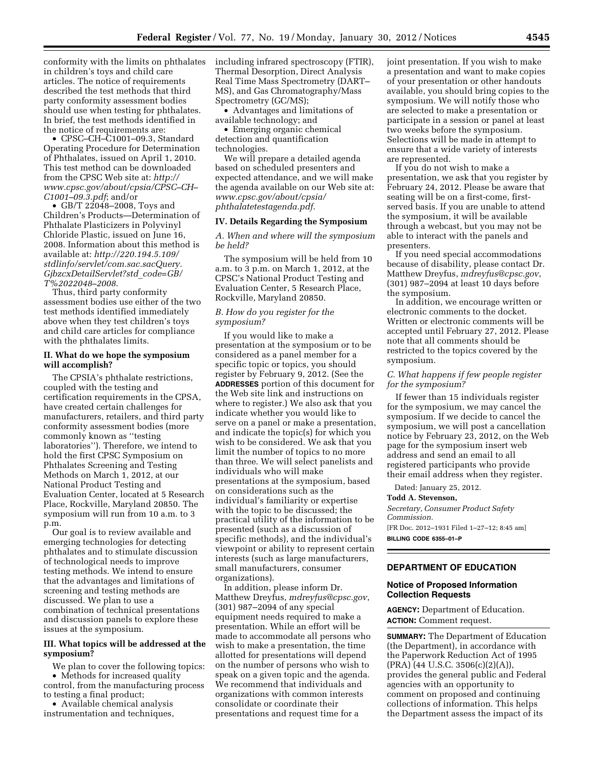conformity with the limits on phthalates in children's toys and child care articles. The notice of requirements described the test methods that third party conformity assessment bodies should use when testing for phthalates. In brief, the test methods identified in the notice of requirements are:

- CPSC–CH–C1001–09.3, Standard Operating Procedure for Determination of Phthalates, issued on April 1, 2010. This test method can be downloaded from the CPSC Web site at: *http://www.cpsc.gov/about/cpsia/CPSC–CH–C1001–09.3.pdf*; and/or
- GB/T 22048–2008, Toys and Children's Products—Determination of Phthalate Plasticizers in Polyvinyl Chloride Plastic, issued on June 16, 2008. Information about this method is available at: *http://220.194.5.109/stdlinfo/servlet/com.sac.sacQuery.GjbzcxDetailServlet?std_code=GB/T%2022048–2008.*

Thus, third party conformity assessment bodies use either of the two test methods identified immediately above when they test children's toys and child care articles for compliance with the phthalates limits.

## II. What do we hope the symposium will accomplish?

The CPSIA's phthalate restrictions, coupled with the testing and certification requirements in the CPSA, have created certain challenges for manufacturers, retailers, and third party conformity assessment bodies (more commonly known as "testing laboratories"). Therefore, we intend to hold the first CPSC Symposium on Phthalates Screening and Testing Methods on March 1, 2012, at our National Product Testing and Evaluation Center, located at 5 Research Place, Rockville, Maryland 20850. The symposium will run from 10 a.m. to 3 p.m.

Our goal is to review available and emerging technologies for detecting phthalates and to stimulate discussion of technological needs to improve testing methods. We intend to ensure that the advantages and limitations of screening and testing methods are discussed. We plan to use a combination of technical presentations and discussion panels to explore these issues at the symposium.

## III. What topics will be addressed at the symposium?

We plan to cover the following topics:

- Methods for increased quality control, from the manufacturing process to testing a final product;
- Available chemical analysis instrumentation and techniques, including infrared spectroscopy (FTIR), Thermal Desorption, Direct Analysis Real Time Mass Spectrometry (DART–MS), and Gas Chromatography/Mass Spectrometry (GC/MS);
- Advantages and limitations of available technology; and
- Emerging organic chemical detection and quantification technologies.

We will prepare a detailed agenda based on scheduled presenters and expected attendance, and we will make the agenda available on our Web site at: *www.cpsc.gov/about/cpsia/phthalatetestagenda.pdf.*

## IV. Details Regarding the Symposium

### *A. When and where will the symposium be held?*

The symposium will be held from 10 a.m. to 3 p.m. on March 1, 2012, at the CPSC's National Product Testing and Evaluation Center, 5 Research Place, Rockville, Maryland 20850.

### *B. How do you register for the symposium?*

If you would like to make a presentation at the symposium or to be considered as a panel member for a specific topic or topics, you should register by February 9, 2012. (See the **ADDRESSES** portion of this document for the Web site link and instructions on where to register.) We also ask that you indicate whether you would like to serve on a panel or make a presentation, and indicate the topic(s) for which you wish to be considered. We ask that you limit the number of topics to no more than three. We will select panelists and individuals who will make presentations at the symposium, based on considerations such as the individual's familiarity or expertise with the topic to be discussed; the practical utility of the information to be presented (such as a discussion of specific methods), and the individual's viewpoint or ability to represent certain interests (such as large manufacturers, small manufacturers, consumer organizations).

In addition, please inform Dr. Matthew Dreyfus, *mdreyfus@cpsc.gov*, (301) 987–2094 of any special equipment needs required to make a presentation. While an effort will be made to accommodate all persons who wish to make a presentation, the time allotted for presentations will depend on the number of persons who wish to speak on a given topic and the agenda. We recommend that individuals and organizations with common interests consolidate or coordinate their presentations and request time for a joint presentation. If you wish to make a presentation and want to make copies of your presentation or other handouts available, you should bring copies to the symposium. We will notify those who are selected to make a presentation or participate in a session or panel at least two weeks before the symposium. Selections will be made in attempt to ensure that a wide variety of interests are represented.

If you do not wish to make a presentation, we ask that you register by February 24, 2012. Please be aware that seating will be on a first-come, first-served basis. If you are unable to attend the symposium, it will be available through a webcast, but you may not be able to interact with the panels and presenters.

If you need special accommodations because of disability, please contact Dr. Matthew Dreyfus, *mdreyfus@cpsc.gov*, (301) 987–2094 at least 10 days before the symposium.

In addition, we encourage written or electronic comments to the docket. Written or electronic comments will be accepted until February 27, 2012. Please note that all comments should be restricted to the topics covered by the symposium.

### *C. What happens if few people register for the symposium?*

If fewer than 15 individuals register for the symposium, we may cancel the symposium. If we decide to cancel the symposium, we will post a cancellation notice by February 23, 2012, on the Web page for the symposium insert web address and send an email to all registered participants who provide their email address when they register.

Dated: January 25, 2012.

**Todd A. Stevenson,**

*Secretary, Consumer Product Safety Commission.*

[FR Doc. 2012–1931 Filed 1–27–12; 8:45 am]

**BILLING CODE 6355–01–P**

---

## DEPARTMENT OF EDUCATION

### Notice of Proposed Information Collection Requests

**AGENCY:** Department of Education.

**ACTION:** Comment request.

**SUMMARY:** The Department of Education (the Department), in accordance with the Paperwork Reduction Act of 1995 (PRA) (44 U.S.C. 3506(c)(2)(A)), provides the general public and Federal agencies with an opportunity to comment on proposed and continuing collections of information. This helps the Department assess the impact of its